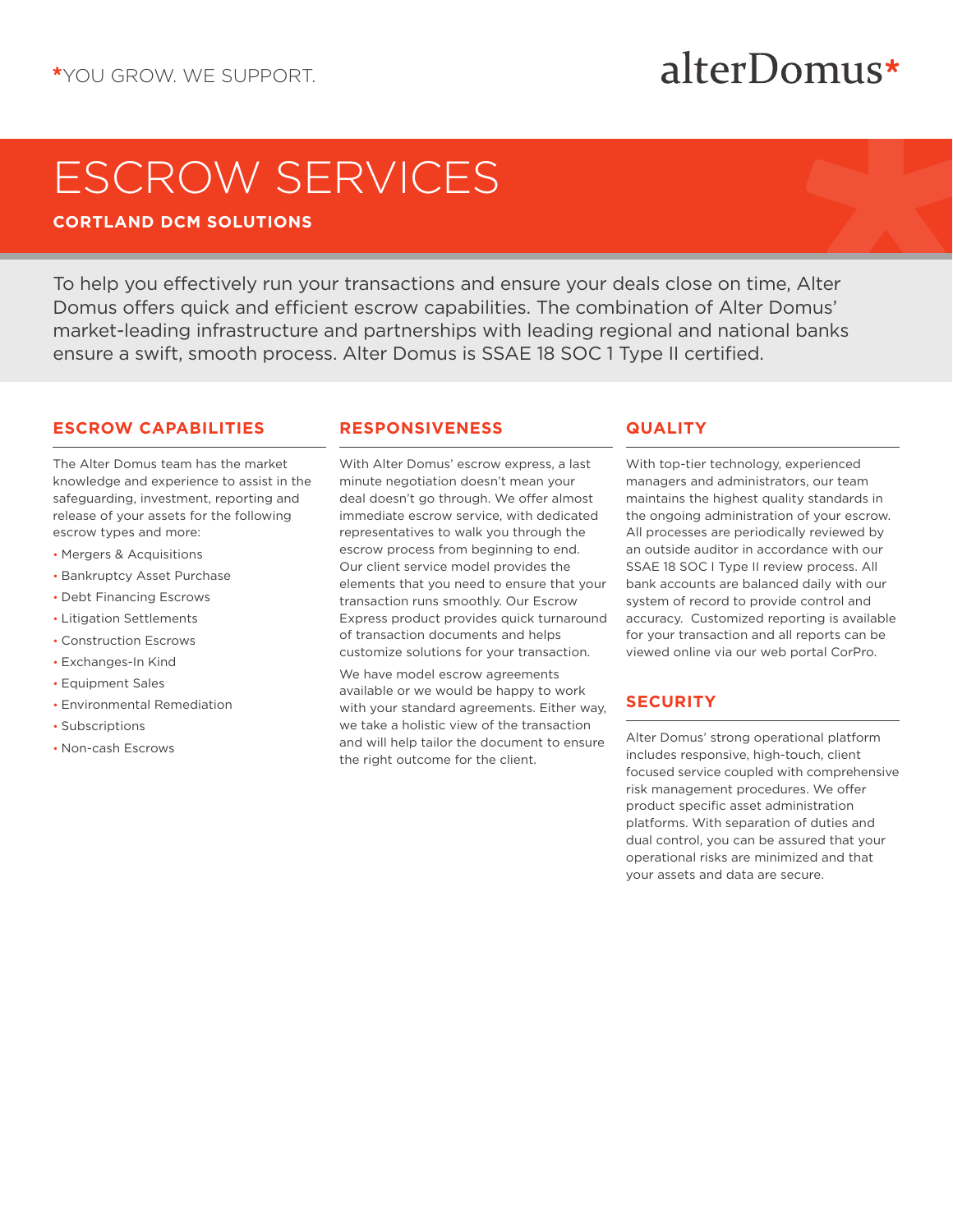*YOU GROW. WE SUPPORT.

alterDomus*

# ESCROW SERVICES

**CORTLAND DCM SOLUTIONS**

To help you effectively run your transactions and ensure your deals close on time, Alter Domus offers quick and efficient escrow capabilities. The combination of Alter Domus' market-leading infrastructure and partnerships with leading regional and national banks ensure a swift, smooth process. Alter Domus is SSAE 18 SOC 1 Type II certified.

## ESCROW CAPABILITIES

The Alter Domus team has the market knowledge and experience to assist in the safeguarding, investment, reporting and release of your assets for the following escrow types and more:

- Mergers & Acquisitions
- Bankruptcy Asset Purchase
- Debt Financing Escrows
- Litigation Settlements
- Construction Escrows
- Exchanges-In Kind
- Equipment Sales
- Environmental Remediation
- Subscriptions
- Non-cash Escrows

## RESPONSIVENESS

With Alter Domus' escrow express, a last minute negotiation doesn't mean your deal doesn't go through. We offer almost immediate escrow service, with dedicated representatives to walk you through the escrow process from beginning to end. Our client service model provides the elements that you need to ensure that your transaction runs smoothly. Our Escrow Express product provides quick turnaround of transaction documents and helps customize solutions for your transaction.

We have model escrow agreements available or we would be happy to work with your standard agreements. Either way, we take a holistic view of the transaction and will help tailor the document to ensure the right outcome for the client.

## QUALITY

With top-tier technology, experienced managers and administrators, our team maintains the highest quality standards in the ongoing administration of your escrow. All processes are periodically reviewed by an outside auditor in accordance with our SSAE 18 SOC I Type II review process. All bank accounts are balanced daily with our system of record to provide control and accuracy. Customized reporting is available for your transaction and all reports can be viewed online via our web portal CorPro.

## SECURITY

Alter Domus' strong operational platform includes responsive, high-touch, client focused service coupled with comprehensive risk management procedures. We offer product specific asset administration platforms. With separation of duties and dual control, you can be assured that your operational risks are minimized and that your assets and data are secure.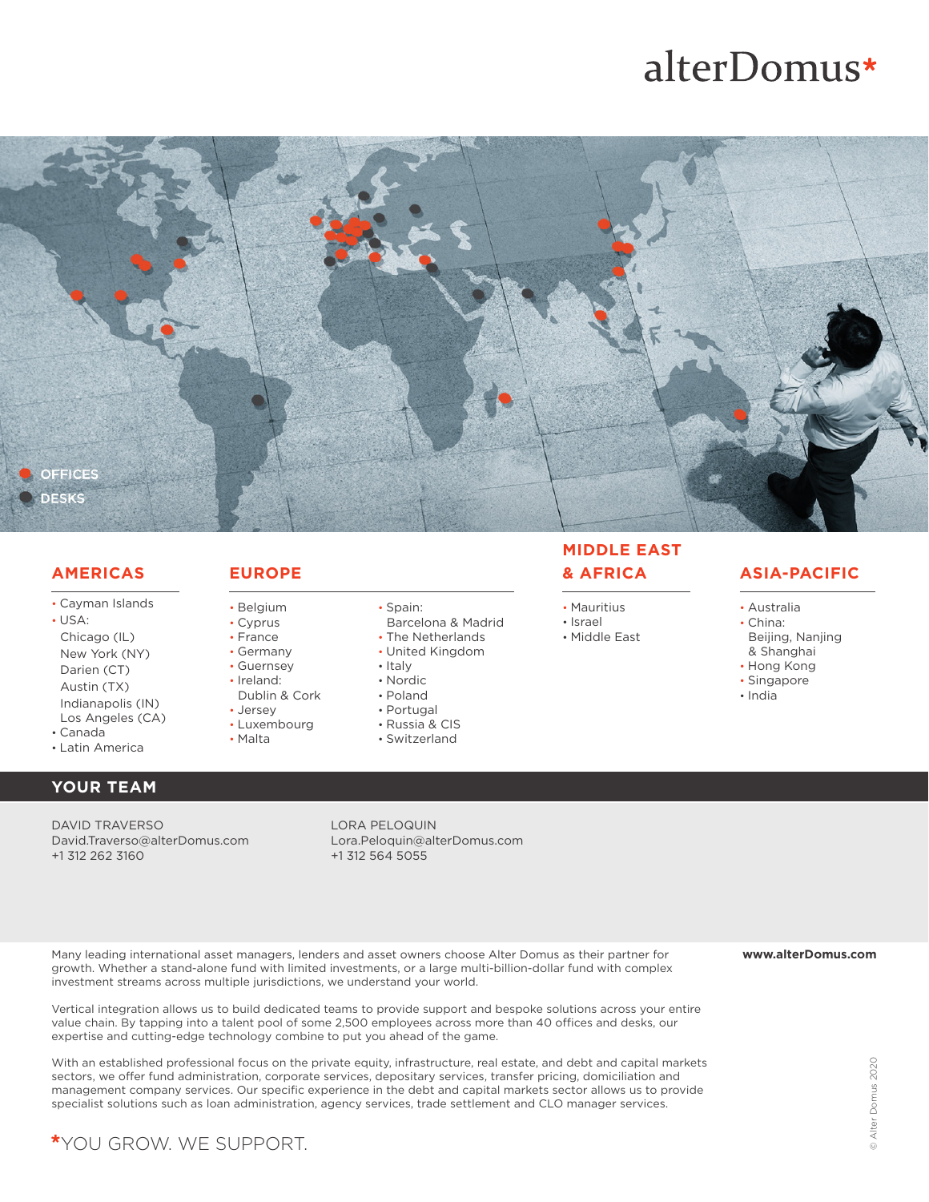alterDomus*

OFFICES

DESKS

## AMERICAS

- Cayman Islands
- USA:
  Chicago (IL)
  New York (NY)
  Darien (CT)
  Austin (TX)
  Indianapolis (IN)
  Los Angeles (CA)
- Canada
- Latin America

## EUROPE

- Belgium
- Cyprus
- France
- Germany
- Guernsey
- Ireland:
  Dublin & Cork
- Jersey
- Luxembourg
- Malta
- Spain:
  Barcelona & Madrid
- The Netherlands
- United Kingdom
- Italy
- Nordic
- Poland
- Portugal
- Russia & CIS
- Switzerland

## MIDDLE EAST & AFRICA

- Mauritius
- Israel
- Middle East

## ASIA-PACIFIC

- Australia
- China:
  Beijing, Nanjing
  & Shanghai
- Hong Kong
- Singapore
- India

## YOUR TEAM

DAVID TRAVERSO
David.Traverso@alterDomus.com
+1 312 262 3160

LORA PELOQUIN
Lora.Peloquin@alterDomus.com
+1 312 564 5055

Many leading international asset managers, lenders and asset owners choose Alter Domus as their partner for growth. Whether a stand-alone fund with limited investments, or a large multi-billion-dollar fund with complex investment streams across multiple jurisdictions, we understand your world.

Vertical integration allows us to build dedicated teams to provide support and bespoke solutions across your entire value chain. By tapping into a talent pool of some 2,500 employees across more than 40 offices and desks, our expertise and cutting-edge technology combine to put you ahead of the game.

With an established professional focus on the private equity, infrastructure, real estate, and debt and capital markets sectors, we offer fund administration, corporate services, depositary services, transfer pricing, domiciliation and management company services. Our specific experience in the debt and capital markets sector allows us to provide specialist solutions such as loan administration, agency services, trade settlement and CLO manager services.

**www.alterDomus.com**

*YOU GROW. WE SUPPORT.

© Alter Domus 2020